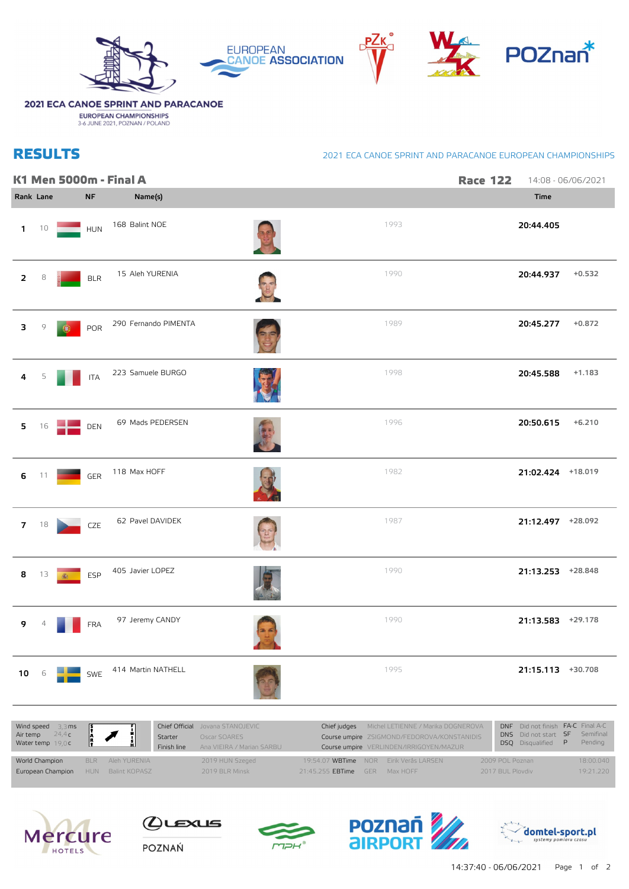2021 ECA CANOE SPRINT AND PARACANOE
EUROPEAN CHAMPIONSHIPS
3-6 JUNE 2021, POZNAN / POLAND

# RESULTS

2021 ECA CANOE SPRINT AND PARACANOE EUROPEAN CHAMPIONSHIPS

## K1 Men 5000m - Final A

**Race 122** 14:08 - 06/06/2021

| Rank | Lane | NF | Name(s) | | Time | |
|---|---|---|---|---|---|---|
| 1 | 10 | HUN | 168 Balint NOE | 1993 | 20:44.405 | |
| 2 | 8 | BLR | 15 Aleh YURENIA | 1990 | 20:44.937 | +0.532 |
| 3 | 9 | POR | 290 Fernando PIMENTA | 1989 | 20:45.277 | +0.872 |
| 4 | 5 | ITA | 223 Samuele BURGO | 1998 | 20:45.588 | +1.183 |
| 5 | 16 | DEN | 69 Mads PEDERSEN | 1996 | 20:50.615 | +6.210 |
| 6 | 11 | GER | 118 Max HOFF | 1982 | 21:02.424 | +18.019 |
| 7 | 18 | CZE | 62 Pavel DAVIDEK | 1987 | 21:12.497 | +28.092 |
| 8 | 13 | ESP | 405 Javier LOPEZ | 1990 | 21:13.253 | +28.848 |
| 9 | 4 | FRA | 97 Jeremy CANDY | 1990 | 21:13.583 | +29.178 |
| 10 | 6 | SWE | 414 Martin NATHELL | 1995 | 21:15.113 | +30.708 |

Wind speed 3,3 ms
Air temp 24,4 c
Water temp 19,0 c

Chief Official: Jovana STANOJEVIC
Starter: Oscar SOARES
Finish line: Ana VIEIRA / Marian SARBU

Chief judges: Michel LETIENNE / Marika DOGNEROVA
Course umpire: ZSIGMOND/FEDOROVA/KONSTANIDIS
Course umpire: VERLINDEN/IRRIGOYEN/MAZUR

DNF Did not finish, DNS Did not start, DSQ Disqualified, FA-C Final A-C, SF Semifinal, P Pending

| | | | | | | | | | |
|---|---|---|---|---|---|---|---|---|---|
| World Champion | BLR | Aleh YURENIA | 2019 HUN Szeged | 19:54.07 WBTime | NOR | Eirik Verås LARSEN | 2009 POL Poznan | 18:00.040 |
| European Champion | HUN | Balint KOPASZ | 2019 BLR Minsk | 21:45.255 EBTime | GER | Max HOFF | 2017 BUL Plovdiv | 19:21.220 |

14:37:40 - 06/06/2021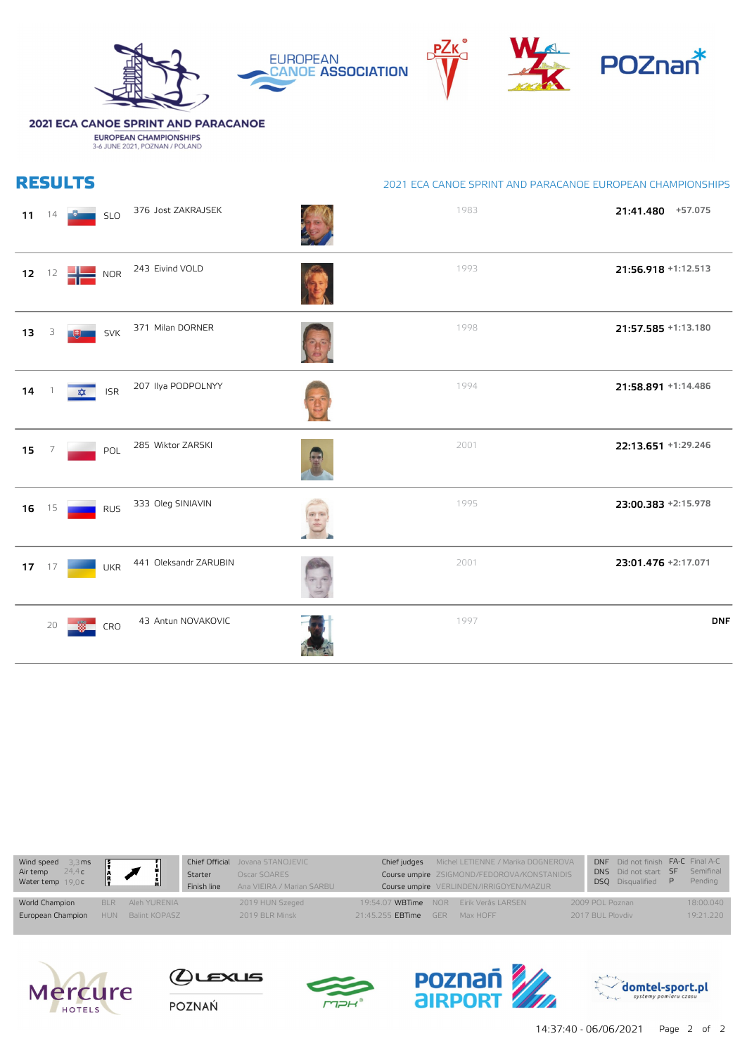# 2021 ECA CANOE SPRINT AND PARACANOE

EUROPEAN CHAMPIONSHIPS
3-6 JUNE 2021, POZNAN / POLAND

## RESULTS

2021 ECA CANOE SPRINT AND PARACANOE EUROPEAN CHAMPIONSHIPS

| | | | | | | |
|---|---|---|---|---|---|---|
| 11 | 14 | SLO | 376 Jost ZAKRAJSEK | 1983 | 21:41.480 | +57.075 |
| 12 | 12 | NOR | 243 Eivind VOLD | 1993 | 21:56.918 | +1:12.513 |
| 13 | 3 | SVK | 371 Milan DORNER | 1998 | 21:57.585 | +1:13.180 |
| 14 | 1 | ISR | 207 Ilya PODPOLNYY | 1994 | 21:58.891 | +1:14.486 |
| 15 | 7 | POL | 285 Wiktor ZARSKI | 2001 | 22:13.651 | +1:29.246 |
| 16 | 15 | RUS | 333 Oleg SINIAVIN | 1995 | 23:00.383 | +2:15.978 |
| 17 | 17 | UKR | 441 Oleksandr ZARUBIN | 2001 | 23:01.476 | +2:17.071 |
| | 20 | CRO | 43 Antun NOVAKOVIC | 1997 | DNF | |

Wind speed 3,3 ms
Air temp 24,4 c
Water temp 19,0 c

START / FINISH

Chief Official: Jovana STANOJEVIC
Starter: Oscar SOARES
Finish line: Ana VIEIRA / Marian SARBU

Chief judges: Michel LETIENNE / Marika DOGNEROVA
Course umpire: ZSIGMOND/FEDOROVA/KONSTANIDIS
Course umpire: VERLINDEN/IRRIGOYEN/MAZUR

DNF Did not finish, DNS Did not start, DSQ Disqualified, FA-C Final A-C, SF Semifinal, P Pending

| | | | | | | | | | | |
|---|---|---|---|---|---|---|---|---|---|---|
| World Champion | BLR | Aleh YURENIA | 2019 HUN Szeged | 19:54.07 | WBTime | NOR | Eirik Verås LARSEN | 2009 POL Poznan | 18:00.040 |
| European Champion | HUN | Balint KOPASZ | 2019 BLR Minsk | 21:45.255 | EBTime | GER | Max HOFF | 2017 BUL Plovdiv | 19:21.220 |

Mercure HOTELS · LEXUS POZNAŃ · MPH · poznań airport · domtel-sport.pl systemy pomiaru czasu

14:37:40 - 06/06/2021